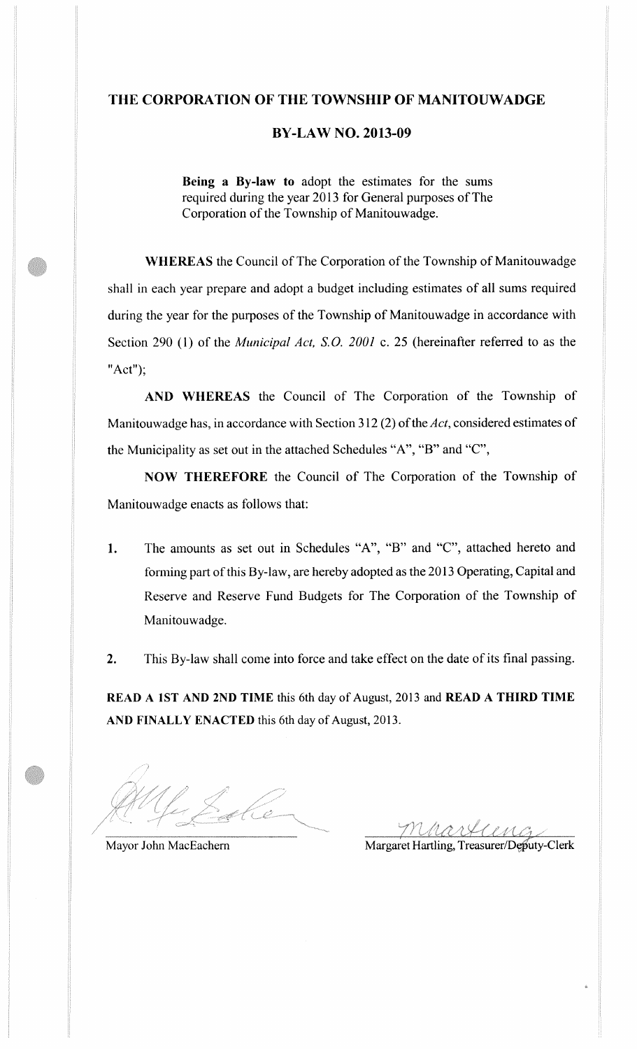# THE CORPORATION OF THE TOWNSHIP OF MANITOUWADGE

## BY-LAW NO. 2013-09

**Being a By-law to** adopt the estimates for the sums required during the year 2013 for General purposes of The Corporation of the Township of Manitouwadge.

**WHEREAS** the Council of The Corporation of the Township of Manitouwadge shall in each year prepare and adopt a budget including estimates of all sums required during the year for the purposes of the Township of Manitouwadge in accordance with Section 290 (1) of the *Municipal Act, S.O. 2001* c. 25 (hereinafter referred to as the "Act");

**AND WHEREAS** the Council of The Corporation of the Township of Manitouwadge has, in accordance with Section 312 (2) of the *Act*, considered estimates of the Municipality as set out in the attached Schedules "A", "B" and "C",

**NOW THEREFORE** the Council of The Corporation of the Township of Manitouwadge enacts as follows that:

1. The amounts as set out in Schedules "A", "B" and "C", attached hereto and forming part of this By-law, are hereby adopted as the 2013 Operating, Capital and Reserve and Reserve Fund Budgets for The Corporation of the Township of Manitouwadge.

2. This By-law shall come into force and take effect on the date of its final passing.

**READ A 1ST AND 2ND TIME** this 6th day of August, 2013 and **READ A THIRD TIME AND FINALLY ENACTED** this 6th day of August, 2013.

Mayor John MacEachern

Margaret Hartling, Treasurer/Deputy-Clerk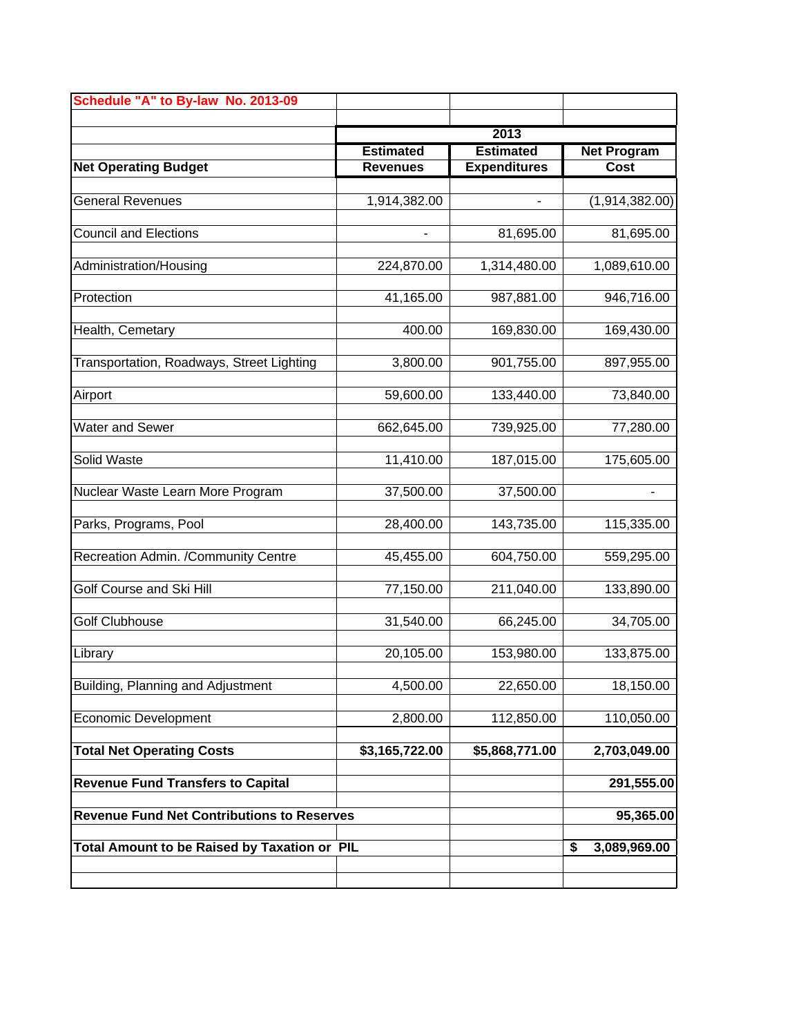Schedule "A" to By-law No. 2013-09

| Net Operating Budget | 2013 Estimated Revenues | 2013 Estimated Expenditures | 2013 Net Program Cost |
|---|---|---|---|
| General Revenues | 1,914,382.00 | - | (1,914,382.00) |
| Council and Elections | - | 81,695.00 | 81,695.00 |
| Administration/Housing | 224,870.00 | 1,314,480.00 | 1,089,610.00 |
| Protection | 41,165.00 | 987,881.00 | 946,716.00 |
| Health, Cemetary | 400.00 | 169,830.00 | 169,430.00 |
| Transportation, Roadways, Street Lighting | 3,800.00 | 901,755.00 | 897,955.00 |
| Airport | 59,600.00 | 133,440.00 | 73,840.00 |
| Water and Sewer | 662,645.00 | 739,925.00 | 77,280.00 |
| Solid Waste | 11,410.00 | 187,015.00 | 175,605.00 |
| Nuclear Waste Learn More Program | 37,500.00 | 37,500.00 | - |
| Parks, Programs, Pool | 28,400.00 | 143,735.00 | 115,335.00 |
| Recreation Admin. /Community Centre | 45,455.00 | 604,750.00 | 559,295.00 |
| Golf Course and Ski Hill | 77,150.00 | 211,040.00 | 133,890.00 |
| Golf Clubhouse | 31,540.00 | 66,245.00 | 34,705.00 |
| Library | 20,105.00 | 153,980.00 | 133,875.00 |
| Building, Planning and Adjustment | 4,500.00 | 22,650.00 | 18,150.00 |
| Economic Development | 2,800.00 | 112,850.00 | 110,050.00 |
| **Total Net Operating Costs** | **$3,165,722.00** | **$5,868,771.00** | **2,703,049.00** |
| **Revenue Fund Transfers to Capital** | | | **291,555.00** |
| **Revenue Fund Net Contributions to Reserves** | | | **95,365.00** |
| **Total Amount to be Raised by Taxation or PIL** | | | **$ 3,089,969.00** |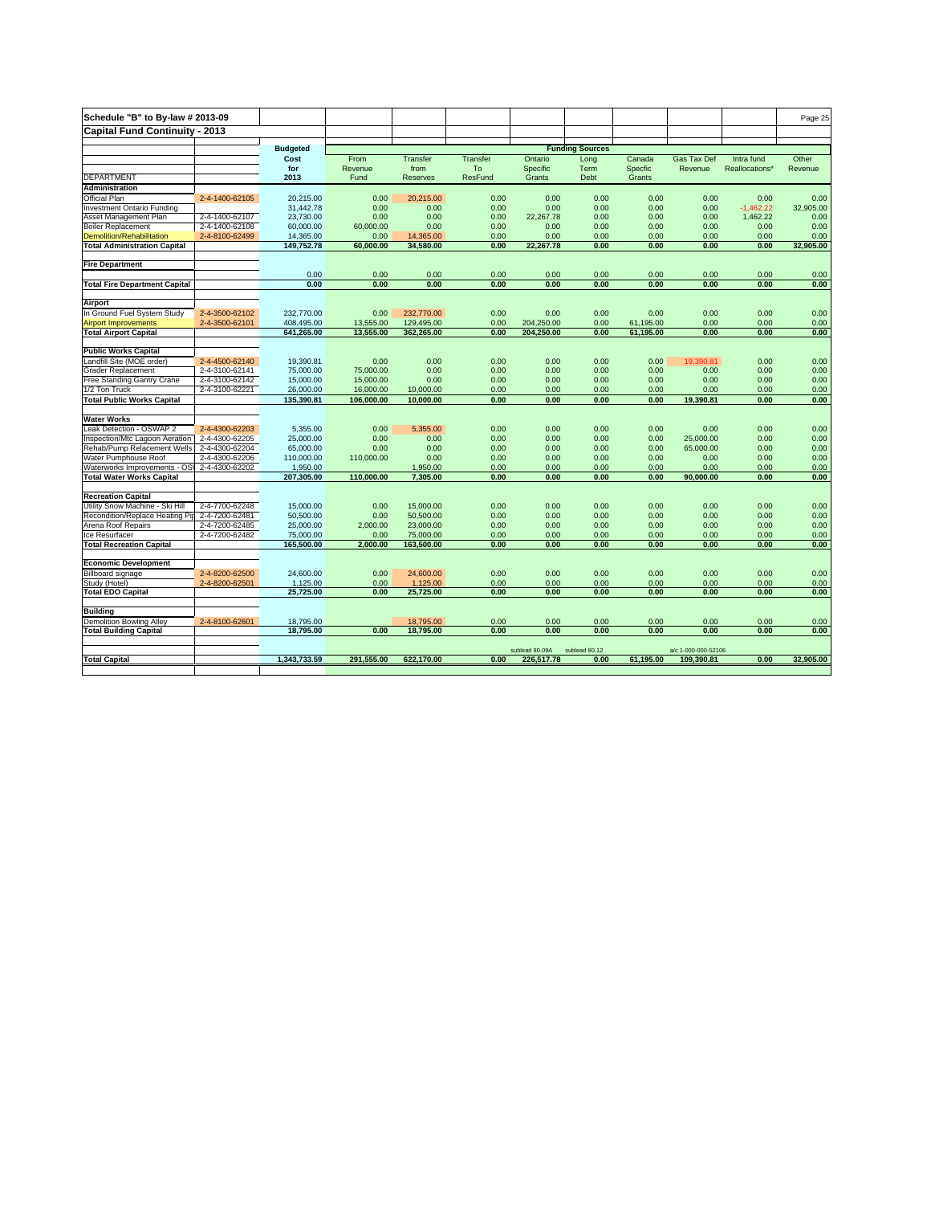# Schedule "B" to By-law # 2013-09

## Capital Fund Continuity - 2013

| DEPARTMENT | | Budgeted Cost for 2013 | From Revenue Fund | Transfer from Reserves | Transfer To ResFund | Ontario Specific Grants | Long Term Debt | Canada Specfic Grants | Gas Tax Def Revenue | Intra fund Reallocations* | Other Revenue |
|---|---|---|---|---|---|---|---|---|---|---|---|
| | | | Funding Sources | | | | | | | | |
| **Administration** | | | | | | | | | | | |
| Official Plan | 2-4-1400-62105 | 20,215.00 | 0.00 | 20,215.00 | 0.00 | 0.00 | 0.00 | 0.00 | 0.00 | 0.00 | 0.00 |
| Investment Ontario Funding | | 31,442.78 | 0.00 | 0.00 | 0.00 | 0.00 | 0.00 | 0.00 | 0.00 | -1,462.22 | 32,905.00 |
| Asset Management Plan | 2-4-1400-62107 | 23,730.00 | 0.00 | 0.00 | 0.00 | 22,267.78 | 0.00 | 0.00 | 0.00 | 1,462.22 | 0.00 |
| Boiler Replacement | 2-4-1400-62108 | 60,000.00 | 60,000.00 | 0.00 | 0.00 | 0.00 | 0.00 | 0.00 | 0.00 | 0.00 | 0.00 |
| Demolition/Rehabilitation | 2-4-8100-62499 | 14,365.00 | 0.00 | 14,365.00 | 0.00 | 0.00 | 0.00 | 0.00 | 0.00 | 0.00 | 0.00 |
| **Total Administration Capital** | | **149,752.78** | **60,000.00** | **34,580.00** | **0.00** | **22,267.78** | **0.00** | **0.00** | **0.00** | **0.00** | **32,905.00** |
| **Fire Department** | | | | | | | | | | | |
| | | 0.00 | 0.00 | 0.00 | 0.00 | 0.00 | 0.00 | 0.00 | 0.00 | 0.00 | 0.00 |
| **Total Fire Department Capital** | | **0.00** | **0.00** | **0.00** | **0.00** | **0.00** | **0.00** | **0.00** | **0.00** | **0.00** | **0.00** |
| **Airport** | | | | | | | | | | | |
| In Ground Fuel System Study | 2-4-3500-62102 | 232,770.00 | 0.00 | 232,770.00 | 0.00 | 0.00 | 0.00 | 0.00 | 0.00 | 0.00 | 0.00 |
| Airport Improvements | 2-4-3500-62101 | 408,495.00 | 13,555.00 | 129,495.00 | 0.00 | 204,250.00 | 0.00 | 61,195.00 | 0.00 | 0.00 | 0.00 |
| **Total Airport Capital** | | **641,265.00** | **13,555.00** | **362,265.00** | **0.00** | **204,250.00** | **0.00** | **61,195.00** | **0.00** | **0.00** | **0.00** |
| **Public Works Capital** | | | | | | | | | | | |
| Landfill Site (MOE order) | 2-4-4500-62140 | 19,390.81 | 0.00 | 0.00 | 0.00 | 0.00 | 0.00 | 0.00 | 19,390.81 | 0.00 | 0.00 |
| Grader Replacement | 2-4-3100-62141 | 75,000.00 | 75,000.00 | 0.00 | 0.00 | 0.00 | 0.00 | 0.00 | 0.00 | 0.00 | 0.00 |
| Free Standing Gantry Crane | 2-4-3100-62142 | 15,000.00 | 15,000.00 | 0.00 | 0.00 | 0.00 | 0.00 | 0.00 | 0.00 | 0.00 | 0.00 |
| 1/2 Ton Truck | 2-4-3100-62221 | 26,000.00 | 16,000.00 | 10,000.00 | 0.00 | 0.00 | 0.00 | 0.00 | 0.00 | 0.00 | 0.00 |
| **Total Public Works Capital** | | **135,390.81** | **106,000.00** | **10,000.00** | **0.00** | **0.00** | **0.00** | **0.00** | **19,390.81** | **0.00** | **0.00** |
| **Water Works** | | | | | | | | | | | |
| Leak Detection - OSWAP 2 | 2-4-4300-62203 | 5,355.00 | 0.00 | 5,355.00 | 0.00 | 0.00 | 0.00 | 0.00 | 0.00 | 0.00 | 0.00 |
| Inspection/Mtc Lagoon Aeration | 2-4-4300-62205 | 25,000.00 | 0.00 | 0.00 | 0.00 | 0.00 | 0.00 | 0.00 | 25,000.00 | 0.00 | 0.00 |
| Rehab/Pump Relacement Wells | 2-4-4300-62204 | 65,000.00 | 0.00 | 0.00 | 0.00 | 0.00 | 0.00 | 0.00 | 65,000.00 | 0.00 | 0.00 |
| Water Pumphouse Roof | 2-4-4300-62206 | 110,000.00 | 110,000.00 | 0.00 | 0.00 | 0.00 | 0.00 | 0.00 | 0.00 | 0.00 | 0.00 |
| Waterworks Improvements - OSV | 2-4-4300-62202 | 1,950.00 | | 1,950.00 | 0.00 | 0.00 | 0.00 | 0.00 | 0.00 | 0.00 | 0.00 |
| **Total Water Works Capital** | | **207,305.00** | **110,000.00** | **7,305.00** | **0.00** | **0.00** | **0.00** | **0.00** | **90,000.00** | **0.00** | **0.00** |
| **Recreation Capital** | | | | | | | | | | | |
| Utility Snow Machine - Ski Hill | 2-4-7700-62248 | 15,000.00 | 0.00 | 15,000.00 | 0.00 | 0.00 | 0.00 | 0.00 | 0.00 | 0.00 | 0.00 |
| Recondition/Replace Heating Pip | 2-4-7200-62481 | 50,500.00 | 0.00 | 50,500.00 | 0.00 | 0.00 | 0.00 | 0.00 | 0.00 | 0.00 | 0.00 |
| Arena Roof Repairs | 2-4-7200-62485 | 25,000.00 | 2,000.00 | 23,000.00 | 0.00 | 0.00 | 0.00 | 0.00 | 0.00 | 0.00 | 0.00 |
| Ice Resurfacer | 2-4-7200-62482 | 75,000.00 | 0.00 | 75,000.00 | 0.00 | 0.00 | 0.00 | 0.00 | 0.00 | 0.00 | 0.00 |
| **Total Recreation Capital** | | **165,500.00** | **2,000.00** | **163,500.00** | **0.00** | **0.00** | **0.00** | **0.00** | **0.00** | **0.00** | **0.00** |
| **Economic Development** | | | | | | | | | | | |
| Billboard signage | 2-4-8200-62500 | 24,600.00 | 0.00 | 24,600.00 | 0.00 | 0.00 | 0.00 | 0.00 | 0.00 | 0.00 | 0.00 |
| Study (Hotel) | 2-4-8200-62501 | 1,125.00 | 0.00 | 1,125.00 | 0.00 | 0.00 | 0.00 | 0.00 | 0.00 | 0.00 | 0.00 |
| **Total EDO Capital** | | **25,725.00** | **0.00** | **25,725.00** | **0.00** | **0.00** | **0.00** | **0.00** | **0.00** | **0.00** | **0.00** |
| **Building** | | | | | | | | | | | |
| Demolition Bowling Alley | 2-4-8100-62601 | 18,795.00 | | 18,795.00 | 0.00 | 0.00 | 0.00 | 0.00 | 0.00 | 0.00 | 0.00 |
| **Total Building Capital** | | **18,795.00** | **0.00** | **18,795.00** | **0.00** | **0.00** | **0.00** | **0.00** | **0.00** | **0.00** | **0.00** |
| | | | | | | sublead 80.09A | sublead 80.12 | | a/c 1-000-000-52106 | | |
| **Total Capital** | | **1,343,733.59** | **291,555.00** | **622,170.00** | **0.00** | **226,517.78** | **0.00** | **61,195.00** | **109,390.81** | **0.00** | **32,905.00** |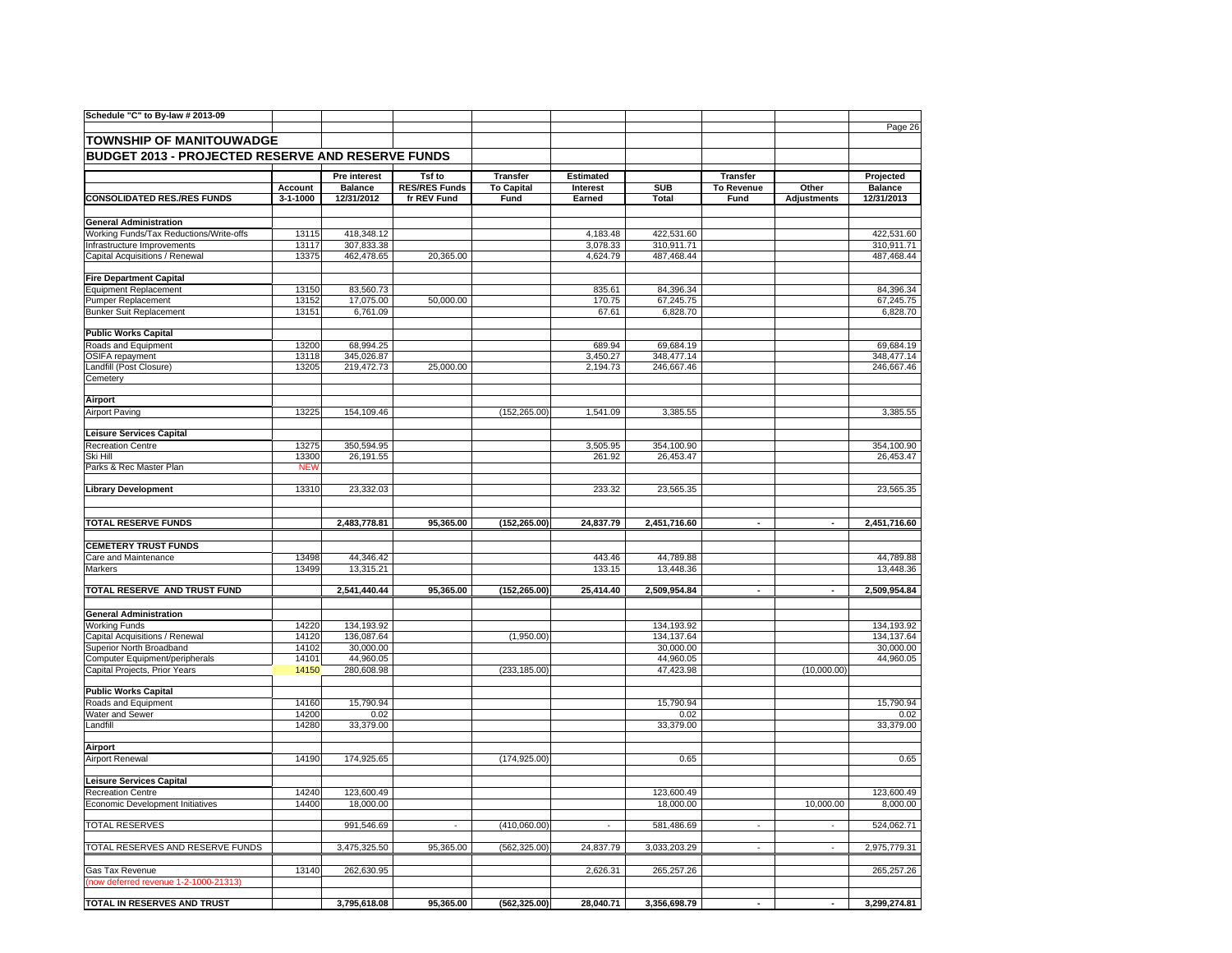Schedule "C" to By-law # 2013-09

## TOWNSHIP OF MANITOUWADGE

### BUDGET 2013 - PROJECTED RESERVE AND RESERVE FUNDS

| CONSOLIDATED RES./RES FUNDS | Account 3-1-1000 | Pre interest Balance 12/31/2012 | Tsf to RES/RES Funds fr REV Fund | Transfer To Capital Fund | Estimated Interest Earned | SUB Total | Transfer To Revenue Fund | Other Adjustments | Projected Balance 12/31/2013 |
|---|---|---|---|---|---|---|---|---|---|
| **General Administration** | | | | | | | | | |
| Working Funds/Tax Reductions/Write-offs | 13115 | 418,348.12 | | | 4,183.48 | 422,531.60 | | | 422,531.60 |
| Infrastructure Improvements | 13117 | 307,833.38 | | | 3,078.33 | 310,911.71 | | | 310,911.71 |
| Capital Acquisitions / Renewal | 13375 | 462,478.65 | 20,365.00 | | 4,624.79 | 487,468.44 | | | 487,468.44 |
| **Fire Department Capital** | | | | | | | | | |
| Equipment Replacement | 13150 | 83,560.73 | | | 835.61 | 84,396.34 | | | 84,396.34 |
| Pumper Replacement | 13152 | 17,075.00 | 50,000.00 | | 170.75 | 67,245.75 | | | 67,245.75 |
| Bunker Suit Replacement | 13151 | 6,761.09 | | | 67.61 | 6,828.70 | | | 6,828.70 |
| **Public Works Capital** | | | | | | | | | |
| Roads and Equipment | 13200 | 68,994.25 | | | 689.94 | 69,684.19 | | | 69,684.19 |
| OSIFA repayment | 13118 | 345,026.87 | | | 3,450.27 | 348,477.14 | | | 348,477.14 |
| Landfill (Post Closure) | 13205 | 219,472.73 | 25,000.00 | | 2,194.73 | 246,667.46 | | | 246,667.46 |
| Cemetery | | | | | | | | | |
| **Airport** | | | | | | | | | |
| Airport Paving | 13225 | 154,109.46 | | (152,265.00) | 1,541.09 | 3,385.55 | | | 3,385.55 |
| **Leisure Services Capital** | | | | | | | | | |
| Recreation Centre | 13275 | 350,594.95 | | | 3,505.95 | 354,100.90 | | | 354,100.90 |
| Ski Hill | 13300 | 26,191.55 | | | 261.92 | 26,453.47 | | | 26,453.47 |
| Parks & Rec Master Plan | NEW | | | | | | | | |
| **Library Development** | 13310 | 23,332.03 | | | 233.32 | 23,565.35 | | | 23,565.35 |
| **TOTAL RESERVE FUNDS** | | **2,483,778.81** | **95,365.00** | **(152,265.00)** | **24,837.79** | **2,451,716.60** | **-** | **-** | **2,451,716.60** |
| **CEMETERY TRUST FUNDS** | | | | | | | | | |
| Care and Maintenance | 13498 | 44,346.42 | | | 443.46 | 44,789.88 | | | 44,789.88 |
| Markers | 13499 | 13,315.21 | | | 133.15 | 13,448.36 | | | 13,448.36 |
| **TOTAL RESERVE AND TRUST FUND** | | **2,541,440.44** | **95,365.00** | **(152,265.00)** | **25,414.40** | **2,509,954.84** | **-** | **-** | **2,509,954.84** |
| **General Administration** | | | | | | | | | |
| Working Funds | 14220 | 134,193.92 | | | | 134,193.92 | | | 134,193.92 |
| Capital Acquisitions / Renewal | 14120 | 136,087.64 | | (1,950.00) | | 134,137.64 | | | 134,137.64 |
| Superior North Broadband | 14102 | 30,000.00 | | | | 30,000.00 | | | 30,000.00 |
| Computer Equipment/peripherals | 14101 | 44,960.05 | | | | 44,960.05 | | | 44,960.05 |
| Capital Projects, Prior Years | 14150 | 280,608.98 | | (233,185.00) | | 47,423.98 | | (10,000.00) | |
| **Public Works Capital** | | | | | | | | | |
| Roads and Equipment | 14160 | 15,790.94 | | | | 15,790.94 | | | 15,790.94 |
| Water and Sewer | 14200 | 0.02 | | | | 0.02 | | | 0.02 |
| Landfill | 14280 | 33,379.00 | | | | 33,379.00 | | | 33,379.00 |
| **Airport** | | | | | | | | | |
| Airport Renewal | 14190 | 174,925.65 | | (174,925.00) | | 0.65 | | | 0.65 |
| **Leisure Services Capital** | | | | | | | | | |
| Recreation Centre | 14240 | 123,600.49 | | | | 123,600.49 | | | 123,600.49 |
| Economic Development Initiatives | 14400 | 18,000.00 | | | | 18,000.00 | | 10,000.00 | 8,000.00 |
| TOTAL RESERVES | | 991,546.69 | - | (410,060.00) | - | 581,486.69 | - | - | 524,062.71 |
| TOTAL RESERVES AND RESERVE FUNDS | | 3,475,325.50 | 95,365.00 | (562,325.00) | 24,837.79 | 3,033,203.29 | - | - | 2,975,779.31 |
| Gas Tax Revenue | 13140 | 262,630.95 | | | 2,626.31 | 265,257.26 | | | 265,257.26 |
| (now deferred revenue 1-2-1000-21313) | | | | | | | | | |
| **TOTAL IN RESERVES AND TRUST** | | **3,795,618.08** | **95,365.00** | **(562,325.00)** | **28,040.71** | **3,356,698.79** | **-** | **-** | **3,299,274.81** |